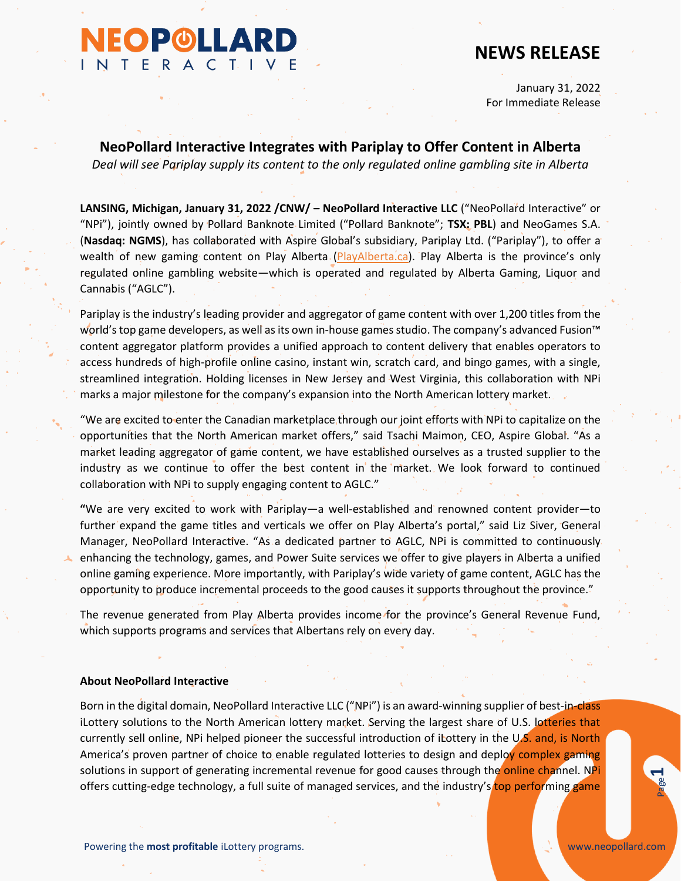# NEWS RELEASE

January 31, 2022
For Immediate Release

## NeoPollard Interactive Integrates with Pariplay to Offer Content in Alberta

*Deal will see Pariplay supply its content to the only regulated online gambling site in Alberta*

**LANSING, Michigan, January 31, 2022 /CNW/ – NeoPollard Interactive LLC** ("NeoPollard Interactive" or "NPi"), jointly owned by Pollard Banknote Limited ("Pollard Banknote"; **TSX: PBL**) and NeoGames S.A. (**Nasdaq: NGMS**), has collaborated with Aspire Global's subsidiary, Pariplay Ltd. ("Pariplay"), to offer a wealth of new gaming content on Play Alberta (PlayAlberta.ca). Play Alberta is the province's only regulated online gambling website—which is operated and regulated by Alberta Gaming, Liquor and Cannabis ("AGLC").

Pariplay is the industry's leading provider and aggregator of game content with over 1,200 titles from the world's top game developers, as well as its own in-house games studio. The company's advanced Fusion™ content aggregator platform provides a unified approach to content delivery that enables operators to access hundreds of high-profile online casino, instant win, scratch card, and bingo games, with a single, streamlined integration. Holding licenses in New Jersey and West Virginia, this collaboration with NPi marks a major milestone for the company's expansion into the North American lottery market.

"We are excited to enter the Canadian marketplace through our joint efforts with NPi to capitalize on the opportunities that the North American market offers," said Tsachi Maimon, CEO, Aspire Global. "As a market leading aggregator of game content, we have established ourselves as a trusted supplier to the industry as we continue to offer the best content in the market. We look forward to continued collaboration with NPi to supply engaging content to AGLC."

"We are very excited to work with Pariplay—a well-established and renowned content provider—to further expand the game titles and verticals we offer on Play Alberta's portal," said Liz Siver, General Manager, NeoPollard Interactive. "As a dedicated partner to AGLC, NPi is committed to continuously enhancing the technology, games, and Power Suite services we offer to give players in Alberta a unified online gaming experience. More importantly, with Pariplay's wide variety of game content, AGLC has the opportunity to produce incremental proceeds to the good causes it supports throughout the province."

The revenue generated from Play Alberta provides income for the province's General Revenue Fund, which supports programs and services that Albertans rely on every day.

### About NeoPollard Interactive

Born in the digital domain, NeoPollard Interactive LLC ("NPi") is an award-winning supplier of best-in-class iLottery solutions to the North American lottery market. Serving the largest share of U.S. lotteries that currently sell online, NPi helped pioneer the successful introduction of iLottery in the U.S. and, is North America's proven partner of choice to enable regulated lotteries to design and deploy complex gaming solutions in support of generating incremental revenue for good causes through the online channel. NPi offers cutting-edge technology, a full suite of managed services, and the industry's top performing game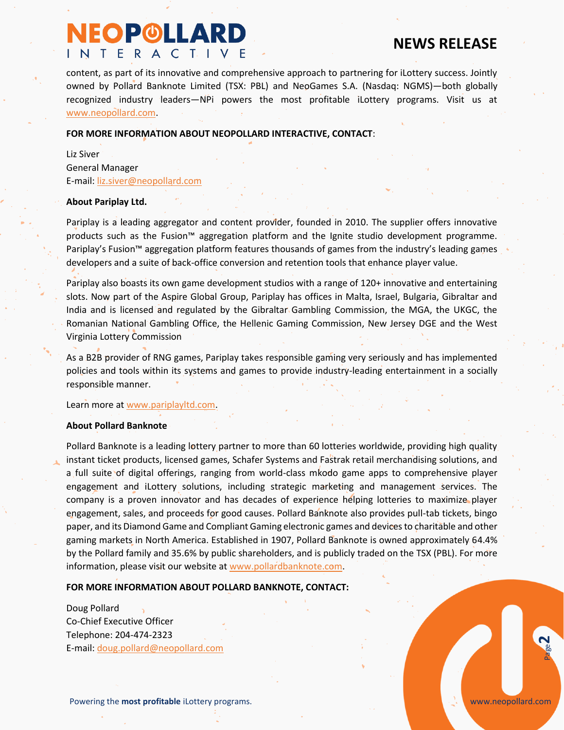content, as part of its innovative and comprehensive approach to partnering for iLottery success. Jointly owned by Pollard Banknote Limited (TSX: PBL) and NeoGames S.A. (Nasdaq: NGMS)—both globally recognized industry leaders—NPi powers the most profitable iLottery programs. Visit us at www.neopollard.com.

**FOR MORE INFORMATION ABOUT NEOPOLLARD INTERACTIVE, CONTACT**:

Liz Siver
General Manager
E-mail: liz.siver@neopollard.com

**About Pariplay Ltd.**

Pariplay is a leading aggregator and content provider, founded in 2010. The supplier offers innovative products such as the Fusion™ aggregation platform and the Ignite studio development programme. Pariplay's Fusion™ aggregation platform features thousands of games from the industry's leading games developers and a suite of back-office conversion and retention tools that enhance player value.

Pariplay also boasts its own game development studios with a range of 120+ innovative and entertaining slots. Now part of the Aspire Global Group, Pariplay has offices in Malta, Israel, Bulgaria, Gibraltar and India and is licensed and regulated by the Gibraltar Gambling Commission, the MGA, the UKGC, the Romanian National Gambling Office, the Hellenic Gaming Commission, New Jersey DGE and the West Virginia Lottery Commission

As a B2B provider of RNG games, Pariplay takes responsible gaming very seriously and has implemented policies and tools within its systems and games to provide industry-leading entertainment in a socially responsible manner.

Learn more at www.pariplayltd.com.

**About Pollard Banknote**

Pollard Banknote is a leading lottery partner to more than 60 lotteries worldwide, providing high quality instant ticket products, licensed games, Schafer Systems and Fastrak retail merchandising solutions, and a full suite of digital offerings, ranging from world-class mkodo game apps to comprehensive player engagement and iLottery solutions, including strategic marketing and management services. The company is a proven innovator and has decades of experience helping lotteries to maximize player engagement, sales, and proceeds for good causes. Pollard Banknote also provides pull-tab tickets, bingo paper, and its Diamond Game and Compliant Gaming electronic games and devices to charitable and other gaming markets in North America. Established in 1907, Pollard Banknote is owned approximately 64.4% by the Pollard family and 35.6% by public shareholders, and is publicly traded on the TSX (PBL). For more information, please visit our website at www.pollardbanknote.com.

**FOR MORE INFORMATION ABOUT POLLARD BANKNOTE, CONTACT:**

Doug Pollard
Co-Chief Executive Officer
Telephone: 204-474-2323
E-mail: doug.pollard@neopollard.com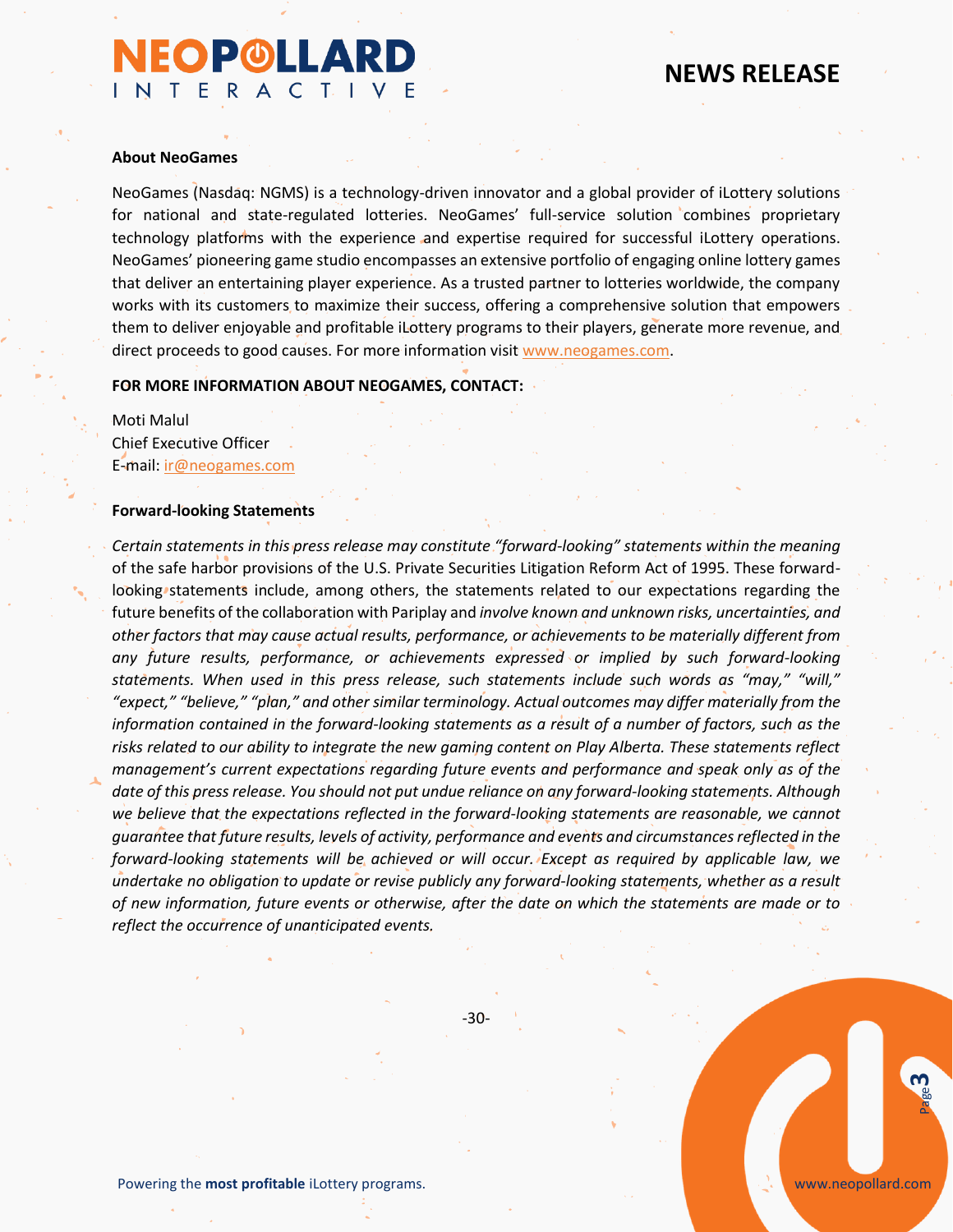**About NeoGames**

NeoGames (Nasdaq: NGMS) is a technology-driven innovator and a global provider of iLottery solutions for national and state-regulated lotteries. NeoGames' full-service solution combines proprietary technology platforms with the experience and expertise required for successful iLottery operations. NeoGames' pioneering game studio encompasses an extensive portfolio of engaging online lottery games that deliver an entertaining player experience. As a trusted partner to lotteries worldwide, the company works with its customers to maximize their success, offering a comprehensive solution that empowers them to deliver enjoyable and profitable iLottery programs to their players, generate more revenue, and direct proceeds to good causes. For more information visit [www.neogames.com](www.neogames.com).

**FOR MORE INFORMATION ABOUT NEOGAMES, CONTACT:**

Moti Malul
Chief Executive Officer
E-mail: [ir@neogames.com](mailto:ir@neogames.com)

**Forward-looking Statements**

*Certain statements in this press release may constitute "forward-looking" statements within the meaning* of the safe harbor provisions of the U.S. Private Securities Litigation Reform Act of 1995. These forward-looking statements include, among others, the statements related to our expectations regarding the future benefits of the collaboration with Pariplay and *involve known and unknown risks, uncertainties, and other factors that may cause actual results, performance, or achievements to be materially different from any future results, performance, or achievements expressed or implied by such forward-looking statements. When used in this press release, such statements include such words as "may," "will," "expect," "believe," "plan," and other similar terminology. Actual outcomes may differ materially from the information contained in the forward-looking statements as a result of a number of factors, such as the risks related to our ability to integrate the new gaming content on Play Alberta. These statements reflect management's current expectations regarding future events and performance and speak only as of the date of this press release. You should not put undue reliance on any forward-looking statements. Although we believe that the expectations reflected in the forward-looking statements are reasonable, we cannot guarantee that future results, levels of activity, performance and events and circumstances reflected in the forward-looking statements will be achieved or will occur. Except as required by applicable law, we undertake no obligation to update or revise publicly any forward-looking statements, whether as a result of new information, future events or otherwise, after the date on which the statements are made or to reflect the occurrence of unanticipated events.*

-30-